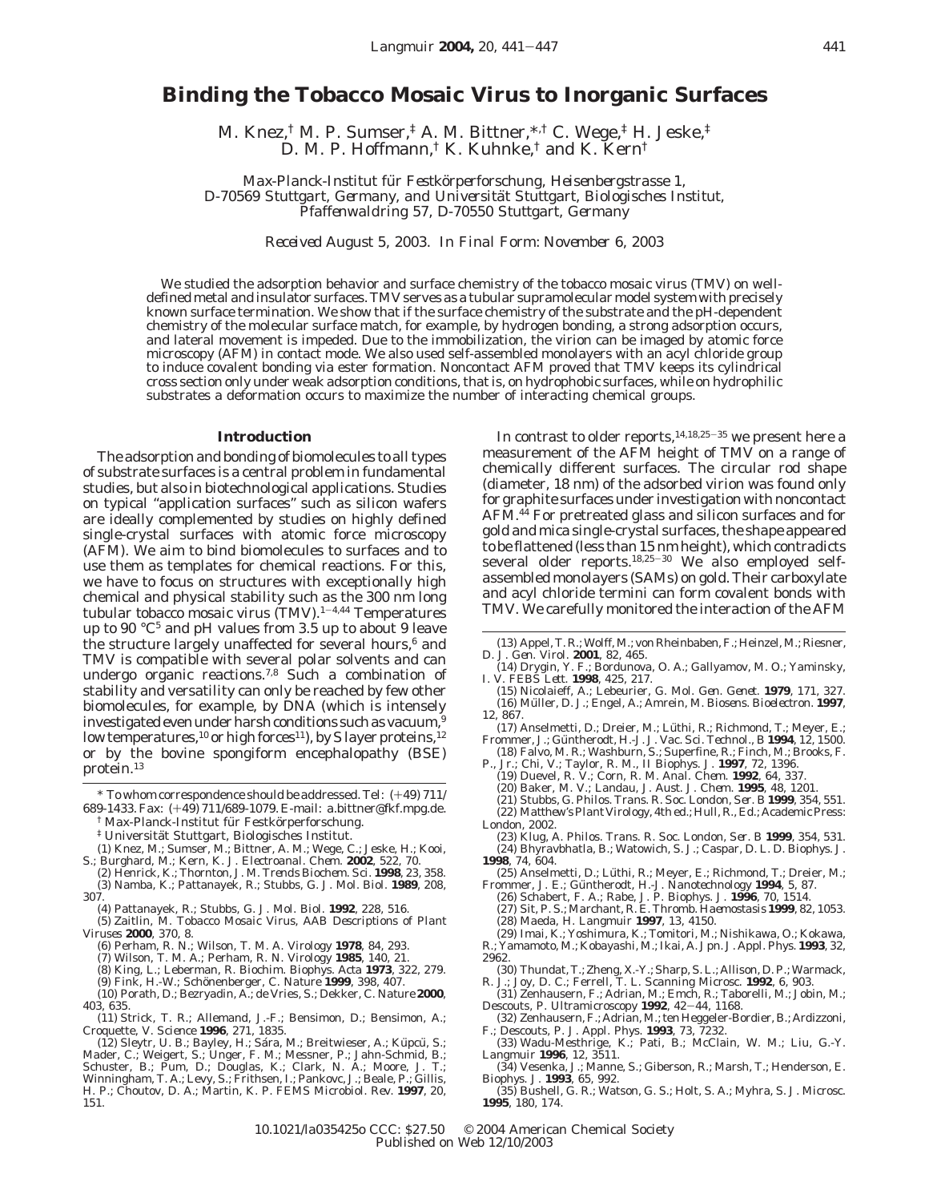# Binding the Tobacco Mosaic Virus to Inorganic Surfaces

M. Knez,[†] M. P. Sumser,[‡] A. M. Bittner,[*,†] C. Wege,[‡] H. Jeske,[‡] D. M. P. Hoffmann,[†] K. Kuhnke,[†] and K. Kern[†]

*Max-Planck-Institut für Festkörperforschung, Heisenbergstrasse 1, D-70569 Stuttgart, Germany, and Universität Stuttgart, Biologisches Institut, Pfaffenwaldring 57, D-70550 Stuttgart, Germany*

*Received August 5, 2003. In Final Form: November 6, 2003*

We studied the adsorption behavior and surface chemistry of the tobacco mosaic virus (TMV) on well-defined metal and insulator surfaces. TMV serves as a tubular supramolecular model system with precisely known surface termination. We show that if the surface chemistry of the substrate and the pH-dependent chemistry of the molecular surface match, for example, by hydrogen bonding, a strong adsorption occurs, and lateral movement is impeded. Due to the immobilization, the virion can be imaged by atomic force microscopy (AFM) in contact mode. We also used self-assembled monolayers with an acyl chloride group to induce covalent bonding via ester formation. Noncontact AFM proved that TMV keeps its cylindrical cross section only under weak adsorption conditions, that is, on hydrophobic surfaces, while on hydrophilic substrates a deformation occurs to maximize the number of interacting chemical groups.

## Introduction

The adsorption and bonding of biomolecules to all types of substrate surfaces is a central problem in fundamental studies, but also in biotechnological applications. Studies on typical "application surfaces" such as silicon wafers are ideally complemented by studies on highly defined single-crystal surfaces with atomic force microscopy (AFM). We aim to bind biomolecules to surfaces and to use them as templates for chemical reactions. For this, we have to focus on structures with exceptionally high chemical and physical stability such as the 300 nm long tubular tobacco mosaic virus (TMV).[1-4,44] Temperatures up to 90 °C[5] and pH values from 3.5 up to about 9 leave the structure largely unaffected for several hours,[6] and TMV is compatible with several polar solvents and can undergo organic reactions.[7,8] Such a combination of stability and versatility can only be reached by few other biomolecules, for example, by DNA (which is intensely investigated even under harsh conditions such as vacuum,[9] low temperatures,[10] or high forces[11]), by S layer proteins,[12] or by the bovine spongiform encephalopathy (BSE) protein.[13]

In contrast to older reports,[14,18,25-35] we present here a measurement of the AFM height of TMV on a range of chemically different surfaces. The circular rod shape (diameter, 18 nm) of the adsorbed virion was found only for graphite surfaces under investigation with noncontact AFM.[44] For pretreated glass and silicon surfaces and for gold and mica single-crystal surfaces, the shape appeared to be flattened (less than 15 nm height), which contradicts several older reports.[18,25-30] We also employed self-assembled monolayers (SAMs) on gold. Their carboxylate and acyl chloride termini can form covalent bonds with TMV. We carefully monitored the interaction of the AFM

\* To whom correspondence should be addressed. Tel: (+49) 711/689-1433. Fax: (+49) 711/689-1079. E-mail: a.bittner@fkf.mpg.de.

† Max-Planck-Institut für Festkörperforschung.

‡ Universität Stuttgart, Biologisches Institut.

(1) Knez, M.; Sumser, M.; Bittner, A. M.; Wege, C.; Jeske, H.; Kooi, S.; Burghard, M.; Kern, K. *J. Electroanal. Chem.* **2002**, 522, 70.
(2) Henrick, K.; Thornton, J. M. *Trends Biochem. Sci.* **1998**, 23, 358.
(3) Namba, K.; Pattanayek, R.; Stubbs, G. *J. Mol. Biol.* **1989**, 208, 307.
(4) Pattanayek, R.; Stubbs, G. *J. Mol. Biol.* **1992**, 228, 516.
(5) Zaitlin, M. Tobacco Mosaic Virus, AAB Descriptions of Plant Viruses **2000**, 370, 8.
(6) Perham, R. N.; Wilson, T. M. A. *Virology* **1978**, 84, 293.
(7) Wilson, T. M. A.; Perham, R. N. *Virology* **1985**, 140, 21.
(8) King, L.; Leberman, R. *Biochim. Biophys. Acta* **1973**, 322, 279.
(9) Fink, H.-W.; Schönenberger, C. *Nature* **1999**, 398, 407.
(10) Porath, D.; Bezryadin, A.; de Vries, S.; Dekker, C. *Nature* **2000**, 403, 635.
(11) Strick, T. R.; Allemand, J.-F.; Bensimon, D.; Bensimon, A.; Croquette, V. *Science* **1996**, 271, 1835.
(12) Sleytr, U. B.; Bayley, H.; Sára, M.; Breitwieser, A.; Küpcü, S.; Mader, C.; Weigert, S.; Unger, F. M.; Messner, P.; Jahn-Schmid, B.; Schuster, B.; Pum, D.; Douglas, K.; Clark, N. A.; Moore, J. T.; Winningham, T. A.; Levy, S.; Frithsen, I.; Pankovc, J.; Beale, P.; Gillis, H. P.; Choutov, D. A.; Martin, K. P. *FEMS Microbiol. Rev.* **1997**, 20, 151.
(13) Appel, T. R.; Wolff, M.; von Rheinbaben, F.; Heinzel, M.; Riesner, D. *J. Gen. Virol.* **2001**, 82, 465.
(14) Drygin, Y. F.; Bordunova, O. A.; Gallyamov, M. O.; Yaminsky, I. V. *FEBS Lett.* **1998**, 425, 217.
(15) Nicolaieff, A.; Lebeurier, G. *Mol. Gen. Genet.* **1979**, 171, 327.
(16) Müller, D. J.; Engel, A.; Amrein, M. *Biosens. Bioelectron.* **1997**, 12, 867.
(17) Anselmetti, D.; Dreier, M.; Lüthi, R.; Richmond, T.; Meyer, E.; Frommer, J.; Güntherodt, H.-J. *J. Vac. Sci. Technol., B* **1994**, 12, 1500.
(18) Falvo, M. R.; Washburn, S.; Superfine, R.; Finch, M.; Brooks, F. P., Jr.; Chi, V.; Taylor, R. M., II *Biophys. J.* **1997**, 72, 1396.
(19) Duevel, R. V.; Corn, R. M. *Anal. Chem.* **1992**, 64, 337.
(20) Baker, M. V.; Landau, J. *Aust. J. Chem.* **1995**, 48, 1201.
(21) Stubbs, G. *Philos. Trans. R. Soc. London, Ser. B* **1999**, 354, 551.
(22) Matthew's Plant Virology, 4th ed.; Hull, R., Ed.; Academic Press: London, 2002.
(23) Klug, A. *Philos. Trans. R. Soc. London, Ser. B* **1999**, 354, 531.
(24) Bhyravbhatla, B.; Watowich, S. J.; Caspar, D. L. D. *Biophys. J.* **1998**, 74, 604.
(25) Anselmetti, D.; Lüthi, R.; Meyer, E.; Richmond, T.; Dreier, M.; Frommer, J. E.; Güntherodt, H.-J. *Nanotechnology* **1994**, 5, 87.
(26) Schabert, F. A.; Rabe, J. P. *Biophys. J.* **1996**, 70, 1514.
(27) Sit, P. S.; Marchant, R. E. *Thromb. Haemostasis* **1999**, 82, 1053.
(28) Maeda, H. *Langmuir* **1997**, 13, 4150.
(29) Imai, K.; Yoshimura, K.; Tomitori, M.; Nishikawa, O.; Kokawa, R.; Yamamoto, M.; Kobayashi, M.; Ikai, A. *Jpn. J. Appl. Phys.* **1993**, 32, 2962.
(30) Thundat, T.; Zheng, X.-Y.; Sharp, S. L.; Allison, D. P.; Warmack, R. J.; Joy, D. C.; Ferrell, T. L. *Scanning Microsc.* **1992**, 6, 903.
(31) Zenhausern, F.; Adrian, M.; Emch, R.; Taborelli, M.; Jobin, M.; Descouts, P. *Ultramicroscopy* **1992**, 42-44, 1168.
(32) Zenhausern, F.; Adrian, M.; ten Heggeler-Bordier, B.; Ardizzoni, F.; Descouts, P. *J. Appl. Phys.* **1993**, 73, 7232.
(33) Wadu-Mesthrige, K.; Pati, B.; McClain, W. M.; Liu, G.-Y. *Langmuir* **1996**, 12, 3511.
(34) Vesenka, J.; Manne, S.; Giberson, R.; Marsh, T.; Henderson, E. *Biophys. J.* **1993**, 65, 992.
(35) Bushell, G. R.; Watson, G. S.; Holt, S. A.; Myhra, S. *J. Microsc.* **1995**, 180, 174.

10.1021/la035425o CCC: $27.50 © 2004 American Chemical Society
Published on Web 12/10/2003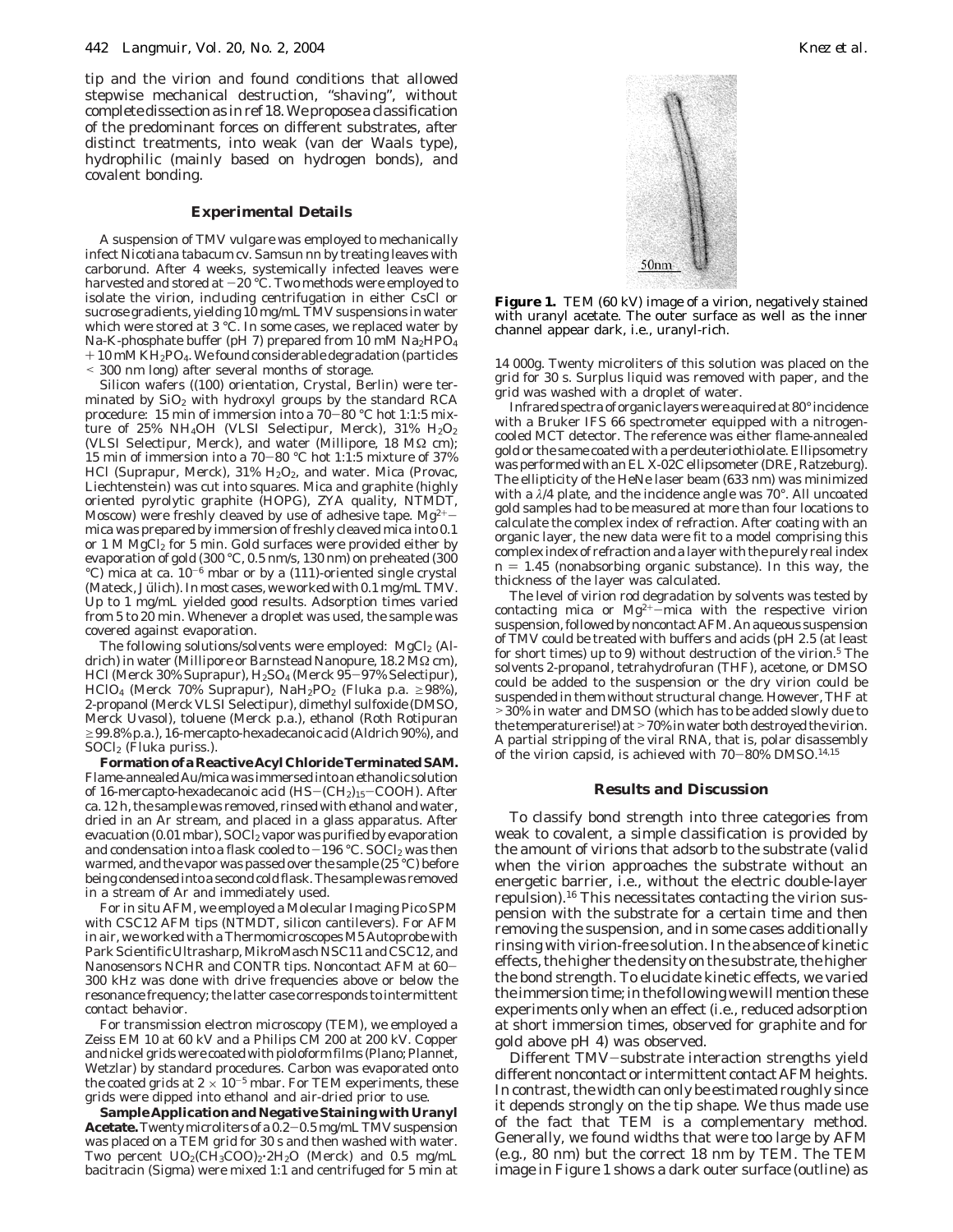tip and the virion and found conditions that allowed stepwise mechanical destruction, "shaving", without complete dissection as in ref 18. We propose a classification of the predominant forces on different substrates, after distinct treatments, into weak (van der Waals type), hydrophilic (mainly based on hydrogen bonds), and covalent bonding.

## Experimental Details

A suspension of TMV vulgare was employed to mechanically infect Nicotiana tabacum cv. Samsun nn by treating leaves with carborund. After 4 weeks, systemically infected leaves were harvested and stored at −20 °C. Two methods were employed to isolate the virion, including centrifugation in either CsCl or sucrose gradients, yielding 10 mg/mL TMV suspensions in water which were stored at 3 °C. In some cases, we replaced water by Na-K-phosphate buffer (pH 7) prepared from 10 mM $Na_2HPO_4$ + 10 mM $KH_2PO_4$. We found considerable degradation (particles < 300 nm long) after several months of storage.

Silicon wafers ((100) orientation, Crystal, Berlin) were terminated by $SiO_2$ with hydroxyl groups by the standard RCA procedure: 15 min of immersion into a 70−80 °C hot 1:1:5 mixture of 25% $NH_4OH$ (VLSI Selectipur, Merck), 31% $H_2O_2$ (VLSI Selectipur, Merck), and water (Millipore, 18 MΩ cm); 15 min of immersion into a 70−80 °C hot 1:1:5 mixture of 37% HCl (Suprapur, Merck), 31% $H_2O_2$, and water. Mica (Provac, Liechtenstein) was cut into squares. Mica and graphite (highly oriented pyrolytic graphite (HOPG), ZYA quality, NTMDT, Moscow) were freshly cleaved by use of adhesive tape. $Mg^{2+}$−mica was prepared by immersion of freshly cleaved mica into 0.1 or 1 M $MgCl_2$ for 5 min. Gold surfaces were provided either by evaporation of gold (300 °C, 0.5 nm/s, 130 nm) on preheated (300 °C) mica at ca. $10^{-6}$ mbar or by a (111)-oriented single crystal (Mateck, Jülich). In most cases, we worked with 0.1 mg/mL TMV. Up to 1 mg/mL yielded good results. Adsorption times varied from 5 to 20 min. Whenever a droplet was used, the sample was covered against evaporation.

The following solutions/solvents were employed: $MgCl_2$ (Aldrich) in water (Millipore or Barnstead Nanopure, 18.2 MΩ cm), HCl (Merck 30% Suprapur), $H_2SO_4$ (Merck 95−97% Selectipur), $HClO_4$ (Merck 70% Suprapur), $NaH_2PO_2$ (Fluka p.a. ≥98%), 2-propanol (Merck VLSI Selectipur), dimethyl sulfoxide (DMSO, Merck Uvasol), toluene (Merck p.a.), ethanol (Roth Rotipuran ≥99.8% p.a.), 16-mercapto-hexadecanoic acid (Aldrich 90%), and $SOCl_2$ (Fluka puriss.).

**Formation of a Reactive Acyl Chloride Terminated SAM.** Flame-annealed Au/mica was immersed into an ethanolic solution of 16-mercapto-hexadecanoic acid ($HS-(CH_2)_{15}-COOH$). After ca. 12 h, the sample was removed, rinsed with ethanol and water, dried in an Ar stream, and placed in a glass apparatus. After evacuation (0.01 mbar), $SOCl_2$ vapor was purified by evaporation and condensation into a flask cooled to −196 °C. $SOCl_2$ was then warmed, and the vapor was passed over the sample (25 °C) before being condensed into a second cold flask. The sample was removed in a stream of Ar and immediately used.

For in situ AFM, we employed a Molecular Imaging PicoSPM with CSC12 AFM tips (NTMDT, silicon cantilevers). For AFM in air, we worked with a Thermomicroscopes M5 Autoprobe with Park Scientific Ultrasharp, MikroMasch NSC11 and CSC12, and Nanosensors NCHR and CONTR tips. Noncontact AFM at 60−300 kHz was done with drive frequencies above or below the resonance frequency; the latter case corresponds to intermittent contact behavior.

For transmission electron microscopy (TEM), we employed a Zeiss EM 10 at 60 kV and a Philips CM 200 at 200 kV. Copper and nickel grids were coated with pioloform films (Plano; Plannet, Wetzlar) by standard procedures. Carbon was evaporated onto the coated grids at $2 \times 10^{-5}$ mbar. For TEM experiments, these grids were dipped into ethanol and air-dried prior to use.

**Sample Application and Negative Staining with Uranyl Acetate.** Twenty microliters of a 0.2−0.5 mg/mL TMV suspension was placed on a TEM grid for 30 s and then washed with water. Two percent $UO_2(CH_3COO)_2 \cdot 2H_2O$ (Merck) and 0.5 mg/mL bacitracin (Sigma) were mixed 1:1 and centrifuged for 5 min at 14 000g. Twenty microliters of this solution was placed on the grid for 30 s. Surplus liquid was removed with paper, and the grid was washed with a droplet of water.

Infrared spectra of organic layers were aquired at 80° incidence with a Bruker IFS 66 spectrometer equipped with a nitrogen-cooled MCT detector. The reference was either flame-annealed gold or the same coated with a perdeuteriothiolate. Ellipsometry was performed with an EL X-02C ellipsometer (DRE, Ratzeburg). The ellipticity of the HeNe laser beam (633 nm) was minimized with a λ/4 plate, and the incidence angle was 70°. All uncoated gold samples had to be measured at more than four locations to calculate the complex index of refraction. After coating with an organic layer, the new data were fit to a model comprising this complex index of refraction and a layer with the purely real index $n$ = 1.45 (nonabsorbing organic substance). In this way, the thickness of the layer was calculated.

The level of virion rod degradation by solvents was tested by contacting mica or $Mg^{2+}$−mica with the respective virion suspension, followed by noncontact AFM. An aqueous suspension of TMV could be treated with buffers and acids (pH 2.5 (at least for short times) up to 9) without destruction of the virion.[5] The solvents 2-propanol, tetrahydrofuran (THF), acetone, or DMSO could be added to the suspension or the dry virion could be suspended in them without structural change. However, THF at >30% in water and DMSO (which has to be added slowly due to the temperature rise!) at >70% in water both destroyed the virion. A partial stripping of the viral RNA, that is, polar disassembly of the virion capsid, is achieved with 70−80% DMSO.[14,15]

**Figure 1.** TEM (60 kV) image of a virion, negatively stained with uranyl acetate. The outer surface as well as the inner channel appear dark, i.e., uranyl-rich.

## Results and Discussion

To classify bond strength into three categories from weak to covalent, a simple classification is provided by the amount of virions that adsorb to the substrate (valid when the virion approaches the substrate without an energetic barrier, i.e., without the electric double-layer repulsion).[16] This necessitates contacting the virion suspension with the substrate for a certain time and then removing the suspension, and in some cases additionally rinsing with virion-free solution. In the absence of kinetic effects, the higher the density on the substrate, the higher the bond strength. To elucidate kinetic effects, we varied the immersion time; in the following we will mention these experiments only when an effect (i.e., reduced adsorption at short immersion times, observed for graphite and for gold above pH 4) was observed.

Different TMV−substrate interaction strengths yield different noncontact or intermittent contact AFM heights. In contrast, the width can only be estimated roughly since it depends strongly on the tip shape. We thus made use of the fact that TEM is a complementary method. Generally, we found widths that were too large by AFM (e.g., 80 nm) but the correct 18 nm by TEM. The TEM image in Figure 1 shows a dark outer surface (outline) as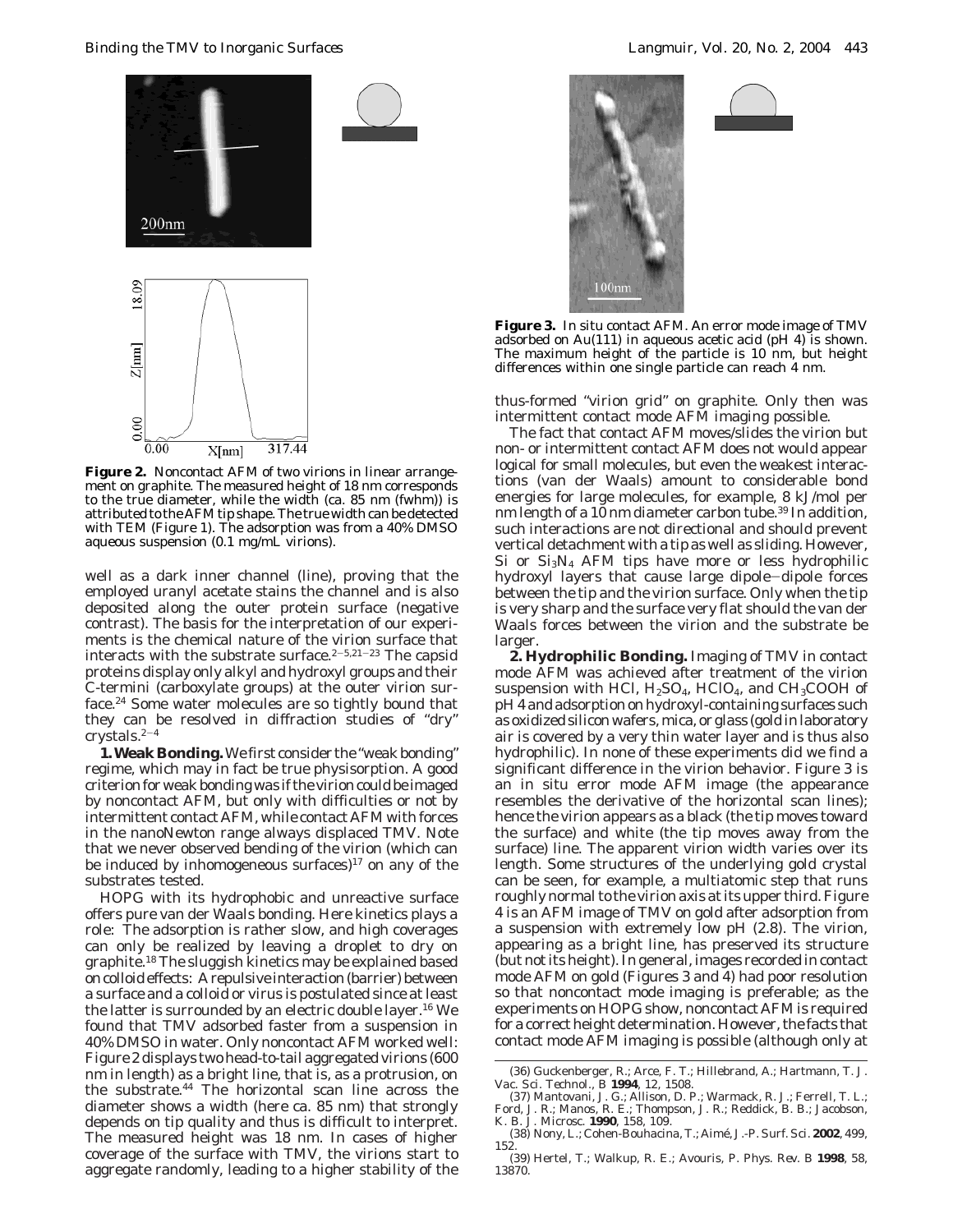**Figure 2.** Noncontact AFM of two virions in linear arrangement on graphite. The measured height of 18 nm corresponds to the true diameter, while the width (ca. 85 nm (fwhm)) is attributed to the AFM tip shape. The true width can be detected with TEM (Figure 1). The adsorption was from a 40% DMSO aqueous suspension (0.1 mg/mL virions).

well as a dark inner channel (line), proving that the employed uranyl acetate stains the channel and is also deposited along the outer protein surface (negative contrast). The basis for the interpretation of our experiments is the chemical nature of the virion surface that interacts with the substrate surface.[2-5,21-23] The capsid proteins display only alkyl and hydroxyl groups and their C-termini (carboxylate groups) at the outer virion surface.[24] Some water molecules are so tightly bound that they can be resolved in diffraction studies of "dry" crystals.[2-4]

**1. Weak Bonding.** We first consider the "weak bonding" regime, which may in fact be true physisorption. A good criterion for weak bonding was if the virion could be imaged by noncontact AFM, but only with difficulties or not by intermittent contact AFM, while contact AFM with forces in the nanoNewton range always displaced TMV. Note that we never observed bending of the virion (which can be induced by inhomogeneous surfaces)[17] on any of the substrates tested.

HOPG with its hydrophobic and unreactive surface offers pure van der Waals bonding. Here kinetics plays a role: The adsorption is rather slow, and high coverages can only be realized by leaving a droplet to dry on graphite.[18] The sluggish kinetics may be explained based on colloid effects: A repulsive interaction (barrier) between a surface and a colloid or virus is postulated since at least the latter is surrounded by an electric double layer.[16] We found that TMV adsorbed faster from a suspension in 40% DMSO in water. Only noncontact AFM worked well: Figure 2 displays two head-to-tail aggregated virions (600 nm in length) as a bright line, that is, as a protrusion, on the substrate.[44] The horizontal scan line across the diameter shows a width (here ca. 85 nm) that strongly depends on tip quality and thus is difficult to interpret. The measured height was 18 nm. In cases of higher coverage of the surface with TMV, the virions start to aggregate randomly, leading to a higher stability of the thus-formed "virion grid" on graphite. Only then was intermittent contact mode AFM imaging possible.

**Figure 3.** In situ contact AFM. An error mode image of TMV adsorbed on Au(111) in aqueous acetic acid (pH 4) is shown. The maximum height of the particle is 10 nm, but height differences within one single particle can reach 4 nm.

The fact that contact AFM moves/slides the virion but non- or intermittent contact AFM does not would appear logical for small molecules, but even the weakest interactions (van der Waals) amount to considerable bond energies for large molecules, for example, 8 kJ/mol per nm length of a 10 nm diameter carbon tube.[39] In addition, such interactions are not directional and should prevent vertical detachment with a tip as well as sliding. However, Si or $Si_3N_4$ AFM tips have more or less hydrophilic hydroxyl layers that cause large dipole−dipole forces between the tip and the virion surface. Only when the tip is very sharp and the surface very flat should the van der Waals forces between the virion and the substrate be larger.

**2. Hydrophilic Bonding.** Imaging of TMV in contact mode AFM was achieved after treatment of the virion suspension with HCl, $H_2SO_4$, $HClO_4$, and $CH_3COOH$ of pH 4 and adsorption on hydroxyl-containing surfaces such as oxidized silicon wafers, mica, or glass (gold in laboratory air is covered by a very thin water layer and is thus also hydrophilic). In none of these experiments did we find a significant difference in the virion behavior. Figure 3 is an in situ error mode AFM image (the appearance resembles the derivative of the horizontal scan lines); hence the virion appears as a black (the tip moves toward the surface) and white (the tip moves away from the surface) line. The apparent virion width varies over its length. Some structures of the underlying gold crystal can be seen, for example, a multiatomic step that runs roughly normal to the virion axis at its upper third. Figure 4 is an AFM image of TMV on gold after adsorption from a suspension with extremely low pH (2.8). The virion, appearing as a bright line, has preserved its structure (but not its height). In general, images recorded in contact mode AFM on gold (Figures 3 and 4) had poor resolution so that noncontact mode imaging is preferable; as the experiments on HOPG show, noncontact AFM is required for a correct height determination. However, the facts that contact mode AFM imaging is possible (although only at

(36) Guckenberger, R.; Arce, F. T.; Hillebrand, A.; Hartmann, T. J. Vac. Sci. Technol., B **1994**, 12, 1508.

(37) Mantovani, J. G.; Allison, D. P.; Warmack, R. J.; Ferrell, T. L.; Ford, J. R.; Manos, R. E.; Thompson, J. R.; Reddick, B. B.; Jacobson, K. B. J. Microsc. **1990**, 158, 109.

(38) Nony, L.; Cohen-Bouhacina, T.; Aimé, J.-P. Surf. Sci. **2002**, 499, 152.

(39) Hertel, T.; Walkup, R. E.; Avouris, P. Phys. Rev. B **1998**, 58, 13870.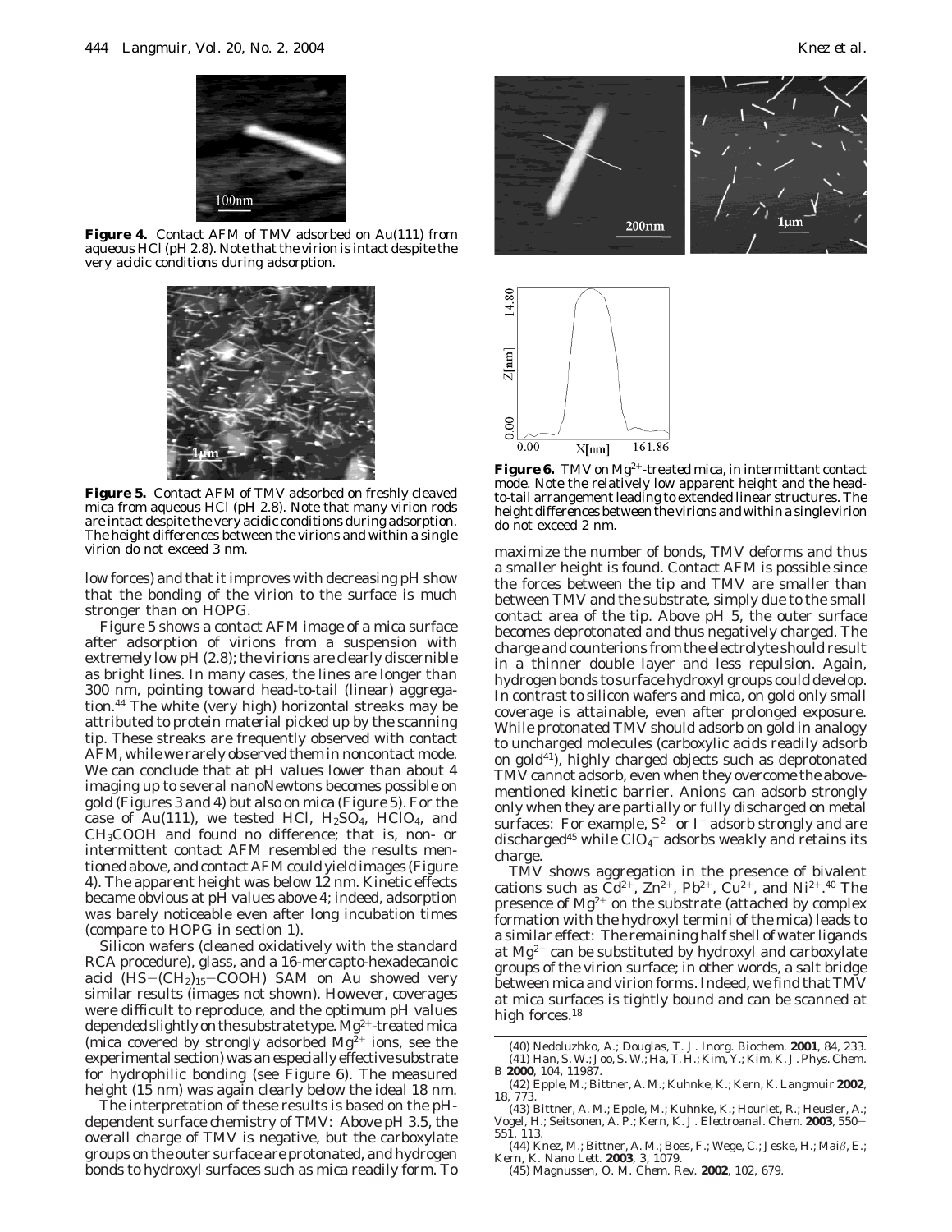**Figure 4.** Contact AFM of TMV adsorbed on Au(111) from aqueous HCl (pH 2.8). Note that the virion is intact despite the very acidic conditions during adsorption.

**Figure 5.** Contact AFM of TMV adsorbed on freshly cleaved mica from aqueous HCl (pH 2.8). Note that many virion rods are intact despite the very acidic conditions during adsorption. The height differences between the virions and within a single virion do not exceed 3 nm.

low forces) and that it improves with decreasing pH show that the bonding of the virion to the surface is much stronger than on HOPG.

Figure 5 shows a contact AFM image of a mica surface after adsorption of virions from a suspension with extremely low pH (2.8); the virions are clearly discernible as bright lines. In many cases, the lines are longer than 300 nm, pointing toward head-to-tail (linear) aggregation.[44] The white (very high) horizontal streaks may be attributed to protein material picked up by the scanning tip. These streaks are frequently observed with contact AFM, while we rarely observed them in noncontact mode. We can conclude that at pH values lower than about 4 imaging up to several nanoNewtons becomes possible on gold (Figures 3 and 4) but also on mica (Figure 5). For the case of Au(111), we tested HCl, $H_2SO_4$, $HClO_4$, and $CH_3COOH$ and found no difference; that is, non- or intermittent contact AFM resembled the results mentioned above, and contact AFM could yield images (Figure 4). The apparent height was below 12 nm. Kinetic effects became obvious at pH values above 4; indeed, adsorption was barely noticeable even after long incubation times (compare to HOPG in section 1).

Silicon wafers (cleaned oxidatively with the standard RCA procedure), glass, and a 16-mercapto-hexadecanoic acid ($HS-(CH_2)_{15}-COOH$) SAM on Au showed very similar results (images not shown). However, coverages were difficult to reproduce, and the optimum pH values depended slightly on the substrate type. $Mg^{2+}$-treated mica (mica covered by strongly adsorbed $Mg^{2+}$ ions, see the experimental section) was an especially effective substrate for hydrophilic bonding (see Figure 6). The measured height (15 nm) was again clearly below the ideal 18 nm.

The interpretation of these results is based on the pH-dependent surface chemistry of TMV: Above pH 3.5, the overall charge of TMV is negative, but the carboxylate groups on the outer surface are protonated, and hydrogen bonds to hydroxyl surfaces such as mica readily form. To maximize the number of bonds, TMV deforms and thus a smaller height is found. Contact AFM is possible since the forces between the tip and TMV are smaller than between TMV and the substrate, simply due to the small contact area of the tip. Above pH 5, the outer surface becomes deprotonated and thus negatively charged. The charge and counterions from the electrolyte should result in a thinner double layer and less repulsion. Again, hydrogen bonds to surface hydroxyl groups could develop. In contrast to silicon wafers and mica, on gold only small coverage is attainable, even after prolonged exposure. While protonated TMV should adsorb on gold in analogy to uncharged molecules (carboxylic acids readily adsorb on gold[41]), highly charged objects such as deprotonated TMV cannot adsorb, even when they overcome the above-mentioned kinetic barrier. Anions can adsorb strongly only when they are partially or fully discharged on metal surfaces: For example, $S^{2-}$ or $I^-$ adsorb strongly and are discharged[45] while $ClO_4^-$ adsorbs weakly and retains its charge.

**Figure 6.** TMV on $Mg^{2+}$-treated mica, in intermittant contact mode. Note the relatively low apparent height and the head-to-tail arrangement leading to extended linear structures. The height differences between the virions and within a single virion do not exceed 2 nm.

TMV shows aggregation in the presence of bivalent cations such as $Cd^{2+}$, $Zn^{2+}$, $Pb^{2+}$, $Cu^{2+}$, and $Ni^{2+}$.[40] The presence of $Mg^{2+}$ on the substrate (attached by complex formation with the hydroxyl termini of the mica) leads to a similar effect: The remaining half shell of water ligands at $Mg^{2+}$ can be substituted by hydroxyl and carboxylate groups of the virion surface; in other words, a salt bridge between mica and virion forms. Indeed, we find that TMV at mica surfaces is tightly bound and can be scanned at high forces.[18]

(40) Nedoluzhko, A.; Douglas, T. *J. Inorg. Biochem.* **2001**, *84*, 233.
(41) Han, S. W.; Joo, S. W.; Ha, T. H.; Kim, Y.; Kim, K. *J. Phys. Chem. B* **2000**, *104*, 11987.
(42) Epple, M.; Bittner, A. M.; Kuhnke, K.; Kern, K. *Langmuir* **2002**, *18*, 773.
(43) Bittner, A. M.; Epple, M.; Kuhnke, K.; Houriet, R.; Heusler, A.; Vogel, H.; Seitsonen, A. P.; Kern, K. *J. Electroanal. Chem.* **2003**, *550–551*, 113.
(44) Knez, M.; Bittner, A. M.; Boes, F.; Wege, C.; Jeske, H.; Maiβ, E.; Kern, K. *Nano Lett.* **2003**, *3*, 1079.
(45) Magnussen, O. M. *Chem. Rev.* **2002**, *102*, 679.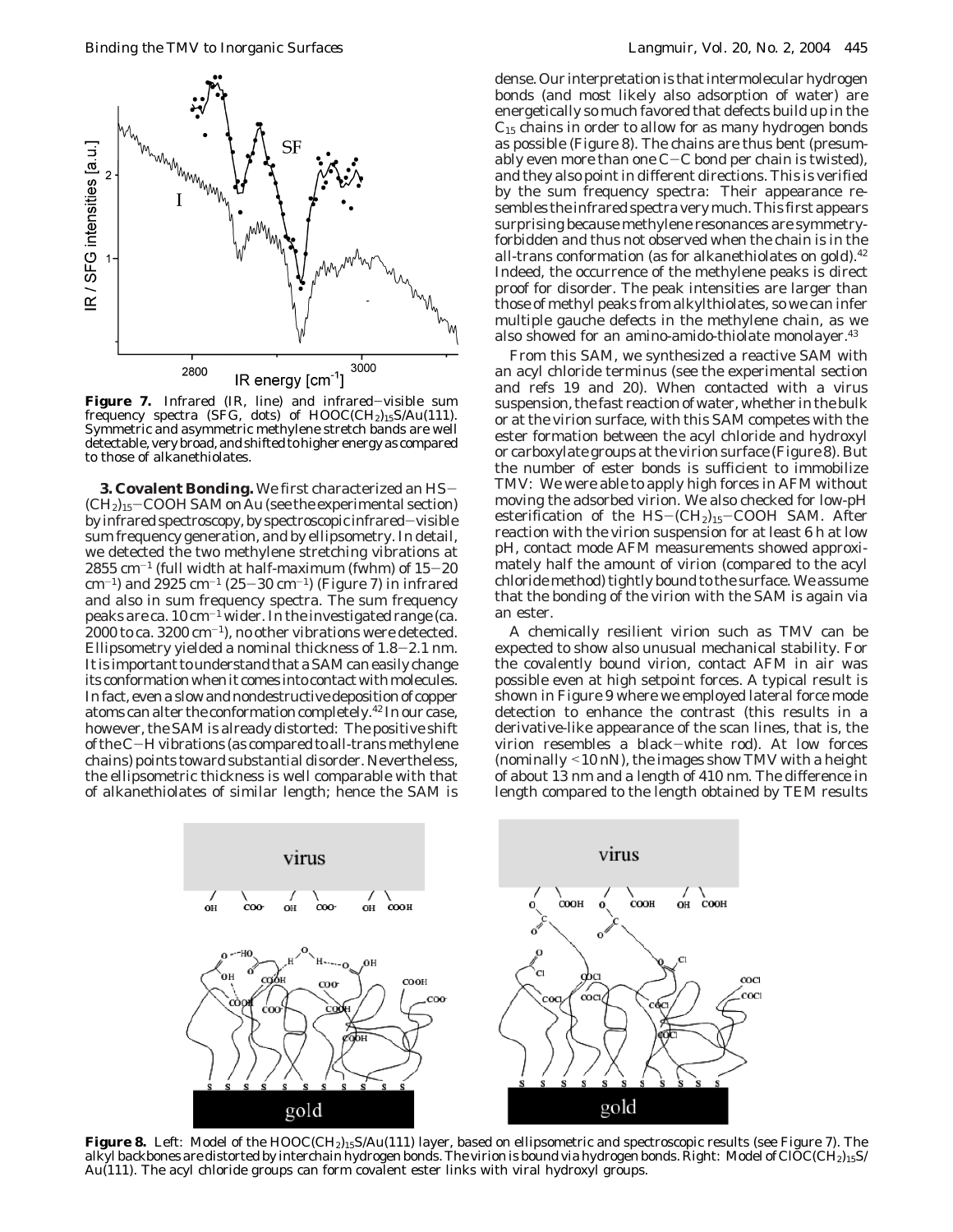**Figure 7.** Infrared (IR, line) and infrared–visible sum frequency spectra (SFG, dots) of $HOOC(CH_2)_{15}S/Au(111)$. Symmetric and asymmetric methylene stretch bands are well detectable, very broad, and shifted to higher energy as compared to those of alkanethiolates.

**3. Covalent Bonding.** We first characterized an $HS-(CH_2)_{15}-COOH$ SAM on Au (see the experimental section) by infrared spectroscopy, by spectroscopic infrared–visible sum frequency generation, and by ellipsometry. In detail, we detected the two methylene stretching vibrations at 2855 $cm^{-1}$ (full width at half-maximum (fwhm) of 15–20 $cm^{-1}$) and 2925 $cm^{-1}$ (25–30 $cm^{-1}$) (Figure 7) in infrared and also in sum frequency spectra. The sum frequency peaks are ca. 10 $cm^{-1}$ wider. In the investigated range (ca. 2000 to ca. 3200 $cm^{-1}$), no other vibrations were detected. Ellipsometry yielded a nominal thickness of 1.8–2.1 nm. It is important to understand that a SAM can easily change its conformation when it comes into contact with molecules. In fact, even a slow and nondestructive deposition of copper atoms can alter the conformation completely.[42] In our case, however, the SAM is already distorted: The positive shift of the C–H vibrations (as compared to all-trans methylene chains) points toward substantial disorder. Nevertheless, the ellipsometric thickness is well comparable with that of alkanethiolates of similar length; hence the SAM is dense. Our interpretation is that intermolecular hydrogen bonds (and most likely also adsorption of water) are energetically so much favored that defects build up in the $C_{15}$ chains in order to allow for as many hydrogen bonds as possible (Figure 8). The chains are thus bent (presumably even more than one C–C bond per chain is twisted), and they also point in different directions. This is verified by the sum frequency spectra: Their appearance resembles the infrared spectra very much. This first appears surprising because methylene resonances are symmetry-forbidden and thus not observed when the chain is in the all-trans conformation (as for alkanethiolates on gold).[42] Indeed, the occurrence of the methylene peaks is direct proof for disorder. The peak intensities are larger than those of methyl peaks from alkylthiolates, so we can infer multiple gauche defects in the methylene chain, as we also showed for an amino-amido-thiolate monolayer.[43]

From this SAM, we synthesized a reactive SAM with an acyl chloride terminus (see the experimental section and refs 19 and 20). When contacted with a virus suspension, the fast reaction of water, whether in the bulk or at the virion surface, with this SAM competes with the ester formation between the acyl chloride and hydroxyl or carboxylate groups at the virion surface (Figure 8). But the number of ester bonds is sufficient to immobilize TMV: We were able to apply high forces in AFM without moving the adsorbed virion. We also checked for low-pH esterification of the $HS-(CH_2)_{15}-COOH$ SAM. After reaction with the virion suspension for at least 6 h at low pH, contact mode AFM measurements showed approximately half the amount of virion (compared to the acyl chloride method) tightly bound to the surface. We assume that the bonding of the virion with the SAM is again via an ester.

A chemically resilient virion such as TMV can be expected to show also unusual mechanical stability. For the covalently bound virion, contact AFM in air was possible even at high setpoint forces. A typical result is shown in Figure 9 where we employed lateral force mode detection to enhance the contrast (this results in a derivative-like appearance of the scan lines, that is, the virion resembles a black–white rod). At low forces (nominally <10 nN), the images show TMV with a height of about 13 nm and a length of 410 nm. The difference in length compared to the length obtained by TEM results

**Figure 8.** Left: Model of the $HOOC(CH_2)_{15}S/Au(111)$ layer, based on ellipsometric and spectroscopic results (see Figure 7). The alkyl backbones are distorted by interchain hydrogen bonds. The virion is bound via hydrogen bonds. Right: Model of $ClOC(CH_2)_{15}S/Au(111)$. The acyl chloride groups can form covalent ester links with viral hydroxyl groups.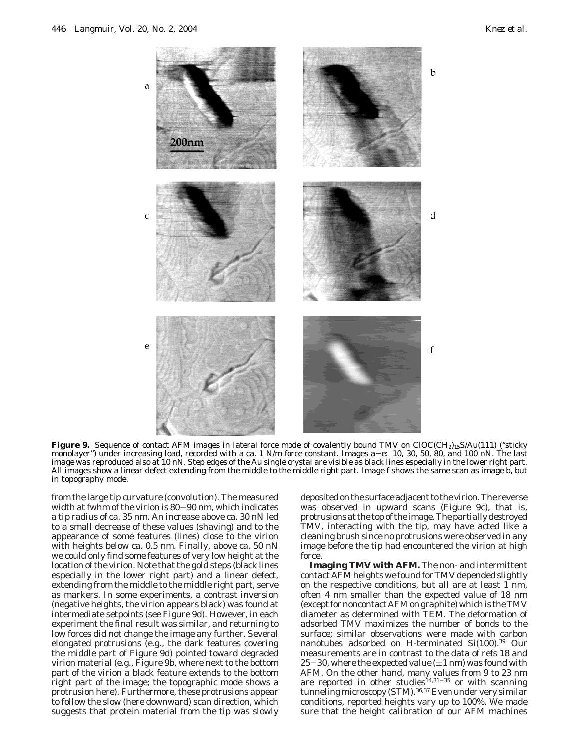**Figure 9.** Sequence of contact AFM images in lateral force mode of covalently bound TMV on $ClOC(CH_2)_{15}S/Au(111)$ ("sticky monolayer") under increasing load, recorded with a ca. 1 N/m force constant. Images a–e: 10, 30, 50, 80, and 100 nN. The last image was reproduced also at 10 nN. Step edges of the Au single crystal are visible as black lines especially in the lower right part. All images show a linear defect extending from the middle to the middle right part. Image f shows the same scan as image b, but in topography mode.

from the large tip curvature (convolution). The measured width at fwhm of the virion is 80–90 nm, which indicates a tip radius of ca. 35 nm. An increase above ca. 30 nN led to a small decrease of these values (shaving) and to the appearance of some features (lines) close to the virion with heights below ca. 0.5 nm. Finally, above ca. 50 nN we could only find some features of very low height at the location of the virion. Note that the gold steps (black lines especially in the lower right part) and a linear defect, extending from the middle to the middle right part, serve as markers. In some experiments, a contrast inversion (negative heights, the virion appears black) was found at intermediate setpoints (see Figure 9d). However, in each experiment the final result was similar, and returning to low forces did not change the image any further. Several elongated protrusions (e.g., the dark features covering the middle part of Figure 9d) pointed toward degraded virion material (e.g., Figure 9b, where next to the bottom part of the virion a black feature extends to the bottom right part of the image; the topographic mode shows a protrusion here). Furthermore, these protrusions appear to follow the slow (here downward) scan direction, which suggests that protein material from the tip was slowly deposited on the surface adjacent to the virion. The reverse was observed in upward scans (Figure 9c), that is, protrusions at the top of the image. The partially destroyed TMV, interacting with the tip, may have acted like a cleaning brush since no protrusions were observed in any image before the tip had encountered the virion at high force.

**Imaging TMV with AFM.** The non- and intermittent contact AFM heights we found for TMV depended slightly on the respective conditions, but all are at least 1 nm, often 4 nm smaller than the expected value of 18 nm (except for noncontact AFM on graphite) which is the TMV diameter as determined with TEM. The deformation of adsorbed TMV maximizes the number of bonds to the surface; similar observations were made with carbon nanotubes adsorbed on H-terminated Si(100).[39] Our measurements are in contrast to the data of refs 18 and 25–30, where the expected value (±1 nm) was found with AFM. On the other hand, many values from 9 to 23 nm are reported in other studies[14,31–35] or with scanning tunneling microscopy (STM).[36,37] Even under very similar conditions, reported heights vary up to 100%. We made sure that the height calibration of our AFM machines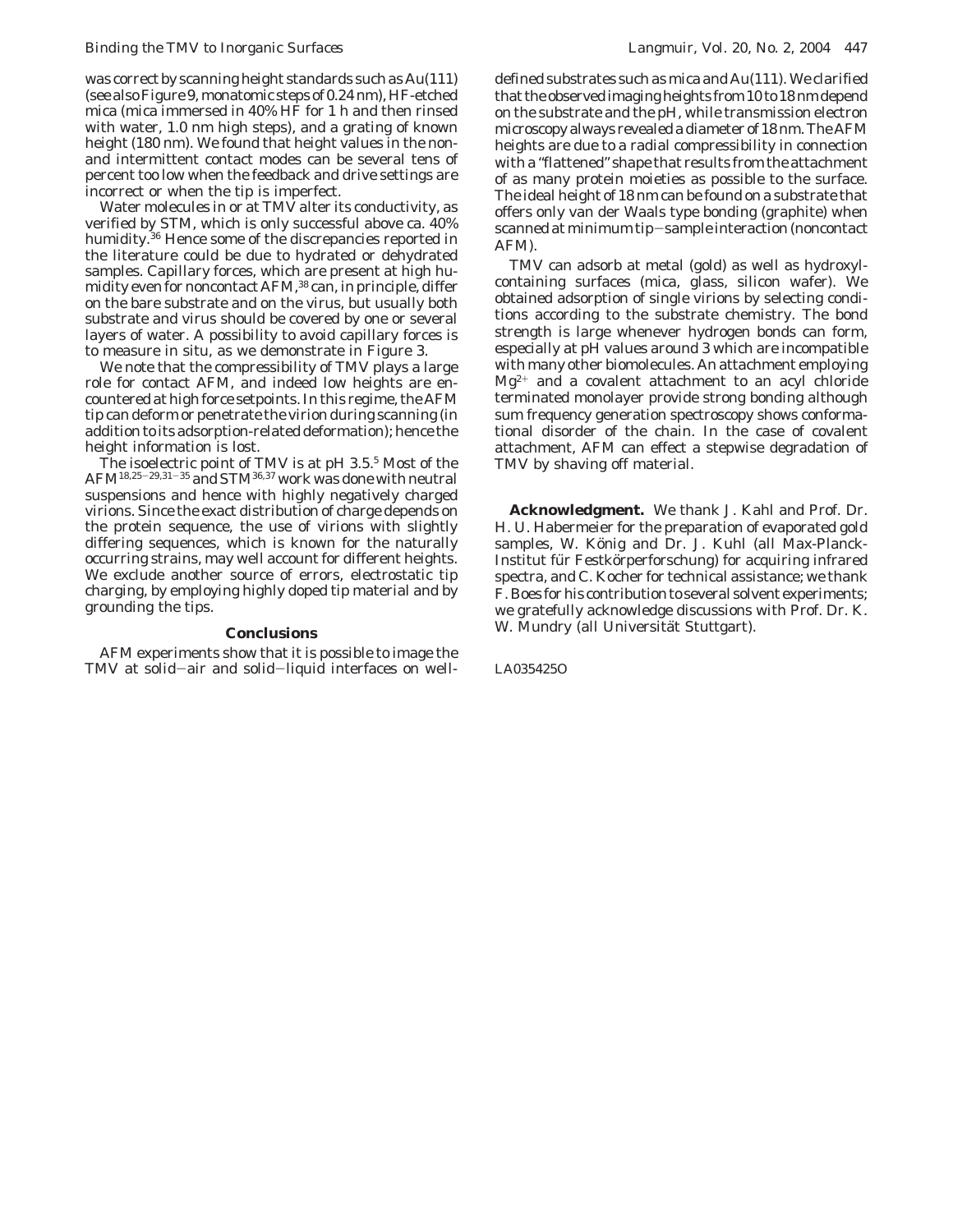was correct by scanning height standards such as Au(111) (see also Figure 9, monatomic steps of 0.24 nm), HF-etched mica (mica immersed in 40% HF for 1 h and then rinsed with water, 1.0 nm high steps), and a grating of known height (180 nm). We found that height values in the non- and intermittent contact modes can be several tens of percent too low when the feedback and drive settings are incorrect or when the tip is imperfect.

Water molecules in or at TMV alter its conductivity, as verified by STM, which is only successful above ca. 40% humidity.[36] Hence some of the discrepancies reported in the literature could be due to hydrated or dehydrated samples. Capillary forces, which are present at high humidity even for noncontact AFM,[38] can, in principle, differ on the bare substrate and on the virus, but usually both substrate and virus should be covered by one or several layers of water. A possibility to avoid capillary forces is to measure in situ, as we demonstrate in Figure 3.

We note that the compressibility of TMV plays a large role for contact AFM, and indeed low heights are encountered at high force setpoints. In this regime, the AFM tip can deform or penetrate the virion during scanning (in addition to its adsorption-related deformation); hence the height information is lost.

The isoelectric point of TMV is at pH 3.5.[5] Most of the AFM[18,25−29,31−35] and STM[36,37] work was done with neutral suspensions and hence with highly negatively charged virions. Since the exact distribution of charge depends on the protein sequence, the use of virions with slightly differing sequences, which is known for the naturally occurring strains, may well account for different heights. We exclude another source of errors, electrostatic tip charging, by employing highly doped tip material and by grounding the tips.

## Conclusions

AFM experiments show that it is possible to image the TMV at solid−air and solid−liquid interfaces on well-defined substrates such as mica and Au(111). We clarified that the observed imaging heights from 10 to 18 nm depend on the substrate and the pH, while transmission electron microscopy always revealed a diameter of 18 nm. The AFM heights are due to a radial compressibility in connection with a "flattened" shape that results from the attachment of as many protein moieties as possible to the surface. The ideal height of 18 nm can be found on a substrate that offers only van der Waals type bonding (graphite) when scanned at minimum tip−sample interaction (noncontact AFM).

TMV can adsorb at metal (gold) as well as hydroxyl-containing surfaces (mica, glass, silicon wafer). We obtained adsorption of single virions by selecting conditions according to the substrate chemistry. The bond strength is large whenever hydrogen bonds can form, especially at pH values around 3 which are incompatible with many other biomolecules. An attachment employing $Mg^{2+}$ and a covalent attachment to an acyl chloride terminated monolayer provide strong bonding although sum frequency generation spectroscopy shows conformational disorder of the chain. In the case of covalent attachment, AFM can effect a stepwise degradation of TMV by shaving off material.

**Acknowledgment.** We thank J. Kahl and Prof. Dr. H. U. Habermeier for the preparation of evaporated gold samples, W. König and Dr. J. Kuhl (all Max-Planck-Institut für Festkörperforschung) for acquiring infrared spectra, and C. Kocher for technical assistance; we thank F. Boes for his contribution to several solvent experiments; we gratefully acknowledge discussions with Prof. Dr. K. W. Mundry (all Universität Stuttgart).

LA035425O